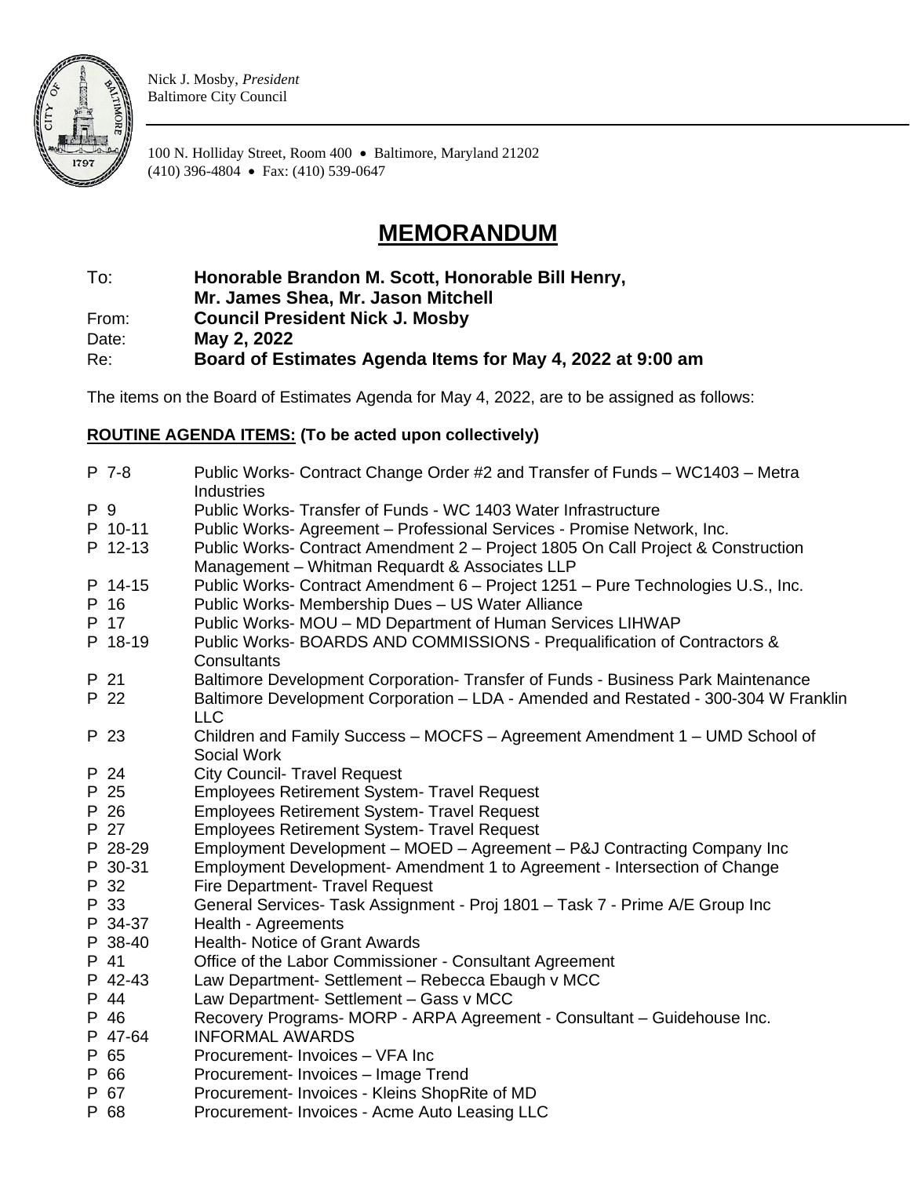Nick J. Mosby, *President*
Baltimore City Council

100 N. Holliday Street, Room 400 • Baltimore, Maryland 21202
(410) 396-4804 • Fax: (410) 539-0647

# MEMORANDUM

| | |
|---|---|
| To: | **Honorable Brandon M. Scott, Honorable Bill Henry, Mr. James Shea, Mr. Jason Mitchell** |
| From: | **Council President Nick J. Mosby** |
| Date: | **May 2, 2022** |
| Re: | **Board of Estimates Agenda Items for May 4, 2022 at 9:00 am** |

The items on the Board of Estimates Agenda for May 4, 2022, are to be assigned as follows:

**ROUTINE AGENDA ITEMS: (To be acted upon collectively)**

| | |
|---|---|
| P 7-8 | Public Works- Contract Change Order #2 and Transfer of Funds – WC1403 – Metra Industries |
| P 9 | Public Works- Transfer of Funds - WC 1403 Water Infrastructure |
| P 10-11 | Public Works- Agreement – Professional Services - Promise Network, Inc. |
| P 12-13 | Public Works- Contract Amendment 2 – Project 1805 On Call Project & Construction Management – Whitman Requardt & Associates LLP |
| P 14-15 | Public Works- Contract Amendment 6 – Project 1251 – Pure Technologies U.S., Inc. |
| P 16 | Public Works- Membership Dues – US Water Alliance |
| P 17 | Public Works- MOU – MD Department of Human Services LIHWAP |
| P 18-19 | Public Works- BOARDS AND COMMISSIONS - Prequalification of Contractors & Consultants |
| P 21 | Baltimore Development Corporation- Transfer of Funds - Business Park Maintenance |
| P 22 | Baltimore Development Corporation – LDA - Amended and Restated - 300-304 W Franklin LLC |
| P 23 | Children and Family Success – MOCFS – Agreement Amendment 1 – UMD School of Social Work |
| P 24 | City Council- Travel Request |
| P 25 | Employees Retirement System- Travel Request |
| P 26 | Employees Retirement System- Travel Request |
| P 27 | Employees Retirement System- Travel Request |
| P 28-29 | Employment Development – MOED – Agreement – P&J Contracting Company Inc |
| P 30-31 | Employment Development- Amendment 1 to Agreement - Intersection of Change |
| P 32 | Fire Department- Travel Request |
| P 33 | General Services- Task Assignment - Proj 1801 – Task 7 - Prime A/E Group Inc |
| P 34-37 | Health - Agreements |
| P 38-40 | Health- Notice of Grant Awards |
| P 41 | Office of the Labor Commissioner - Consultant Agreement |
| P 42-43 | Law Department- Settlement – Rebecca Ebaugh v MCC |
| P 44 | Law Department- Settlement – Gass v MCC |
| P 46 | Recovery Programs- MORP - ARPA Agreement - Consultant – Guidehouse Inc. |
| P 47-64 | INFORMAL AWARDS |
| P 65 | Procurement- Invoices – VFA Inc |
| P 66 | Procurement- Invoices – Image Trend |
| P 67 | Procurement- Invoices - Kleins ShopRite of MD |
| P 68 | Procurement- Invoices - Acme Auto Leasing LLC |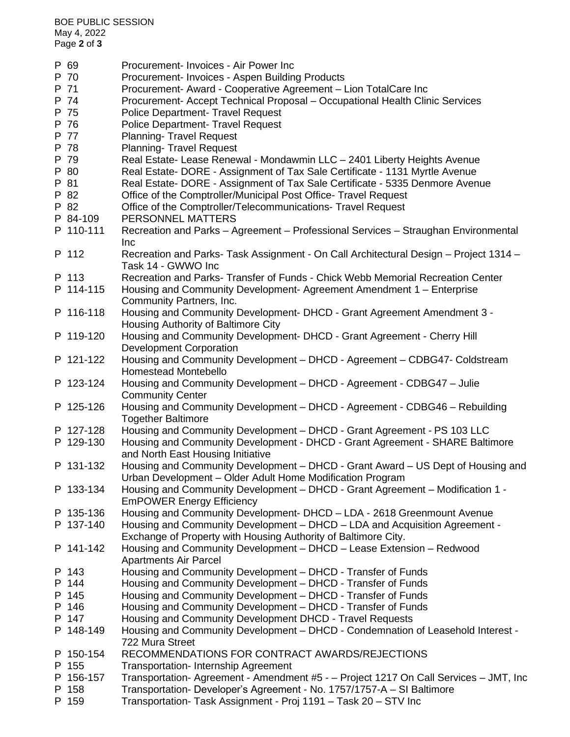| | |
|---|---|
| P 69 | Procurement- Invoices - Air Power Inc |
| P 70 | Procurement- Invoices - Aspen Building Products |
| P 71 | Procurement- Award - Cooperative Agreement – Lion TotalCare Inc |
| P 74 | Procurement- Accept Technical Proposal – Occupational Health Clinic Services |
| P 75 | Police Department- Travel Request |
| P 76 | Police Department- Travel Request |
| P 77 | Planning- Travel Request |
| P 78 | Planning- Travel Request |
| P 79 | Real Estate- Lease Renewal - Mondawmin LLC – 2401 Liberty Heights Avenue |
| P 80 | Real Estate- DORE - Assignment of Tax Sale Certificate - 1131 Myrtle Avenue |
| P 81 | Real Estate- DORE - Assignment of Tax Sale Certificate - 5335 Denmore Avenue |
| P 82 | Office of the Comptroller/Municipal Post Office- Travel Request |
| P 82 | Office of the Comptroller/Telecommunications- Travel Request |
| P 84-109 | PERSONNEL MATTERS |
| P 110-111 | Recreation and Parks – Agreement – Professional Services – Straughan Environmental Inc |
| P 112 | Recreation and Parks- Task Assignment - On Call Architectural Design – Project 1314 – Task 14 - GWWO Inc |
| P 113 | Recreation and Parks- Transfer of Funds - Chick Webb Memorial Recreation Center |
| P 114-115 | Housing and Community Development- Agreement Amendment 1 – Enterprise Community Partners, Inc. |
| P 116-118 | Housing and Community Development- DHCD - Grant Agreement Amendment 3 - Housing Authority of Baltimore City |
| P 119-120 | Housing and Community Development- DHCD - Grant Agreement - Cherry Hill Development Corporation |
| P 121-122 | Housing and Community Development – DHCD - Agreement – CDBG47- Coldstream Homestead Montebello |
| P 123-124 | Housing and Community Development – DHCD - Agreement - CDBG47 – Julie Community Center |
| P 125-126 | Housing and Community Development – DHCD - Agreement - CDBG46 – Rebuilding Together Baltimore |
| P 127-128 | Housing and Community Development – DHCD - Grant Agreement - PS 103 LLC |
| P 129-130 | Housing and Community Development - DHCD - Grant Agreement - SHARE Baltimore and North East Housing Initiative |
| P 131-132 | Housing and Community Development – DHCD - Grant Award – US Dept of Housing and Urban Development – Older Adult Home Modification Program |
| P 133-134 | Housing and Community Development – DHCD - Grant Agreement – Modification 1 - EmPOWER Energy Efficiency |
| P 135-136 | Housing and Community Development- DHCD – LDA - 2618 Greenmount Avenue |
| P 137-140 | Housing and Community Development – DHCD – LDA and Acquisition Agreement - Exchange of Property with Housing Authority of Baltimore City. |
| P 141-142 | Housing and Community Development – DHCD – Lease Extension – Redwood Apartments Air Parcel |
| P 143 | Housing and Community Development – DHCD - Transfer of Funds |
| P 144 | Housing and Community Development – DHCD - Transfer of Funds |
| P 145 | Housing and Community Development – DHCD - Transfer of Funds |
| P 146 | Housing and Community Development – DHCD - Transfer of Funds |
| P 147 | Housing and Community Development DHCD - Travel Requests |
| P 148-149 | Housing and Community Development – DHCD - Condemnation of Leasehold Interest - 722 Mura Street |
| P 150-154 | RECOMMENDATIONS FOR CONTRACT AWARDS/REJECTIONS |
| P 155 | Transportation- Internship Agreement |
| P 156-157 | Transportation- Agreement - Amendment #5 - – Project 1217 On Call Services – JMT, Inc |
| P 158 | Transportation- Developer's Agreement - No. 1757/1757-A – SI Baltimore |
| P 159 | Transportation- Task Assignment - Proj 1191 – Task 20 – STV Inc |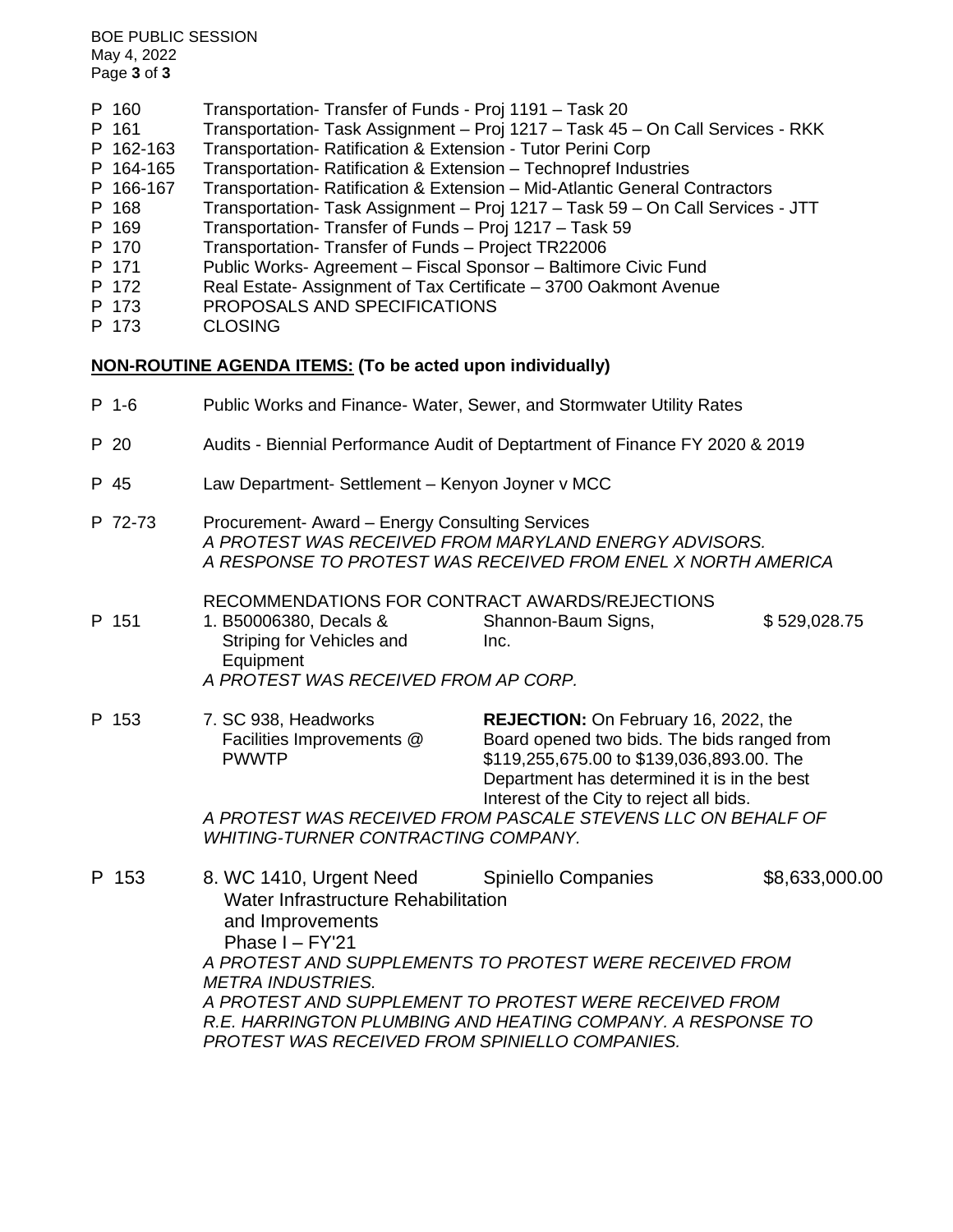| | |
|---|---|
| P 160 | Transportation- Transfer of Funds - Proj 1191 – Task 20 |
| P 161 | Transportation- Task Assignment – Proj 1217 – Task 45 – On Call Services - RKK |
| P 162-163 | Transportation- Ratification & Extension - Tutor Perini Corp |
| P 164-165 | Transportation- Ratification & Extension – Technopref Industries |
| P 166-167 | Transportation- Ratification & Extension – Mid-Atlantic General Contractors |
| P 168 | Transportation- Task Assignment – Proj 1217 – Task 59 – On Call Services - JTT |
| P 169 | Transportation- Transfer of Funds – Proj 1217 – Task 59 |
| P 170 | Transportation- Transfer of Funds – Project TR22006 |
| P 171 | Public Works- Agreement – Fiscal Sponsor – Baltimore Civic Fund |
| P 172 | Real Estate- Assignment of Tax Certificate – 3700 Oakmont Avenue |
| P 173 | PROPOSALS AND SPECIFICATIONS |
| P 173 | CLOSING |

**NON-ROUTINE AGENDA ITEMS: (To be acted upon individually)**

P 1-6 Public Works and Finance- Water, Sewer, and Stormwater Utility Rates

P 20 Audits - Biennial Performance Audit of Deptartment of Finance FY 2020 & 2019

P 45 Law Department- Settlement – Kenyon Joyner v MCC

P 72-73 Procurement- Award – Energy Consulting Services
*A PROTEST WAS RECEIVED FROM MARYLAND ENERGY ADVISORS.*
*A RESPONSE TO PROTEST WAS RECEIVED FROM ENEL X NORTH AMERICA*

RECOMMENDATIONS FOR CONTRACT AWARDS/REJECTIONS

P 151 1. B50006380, Decals & Striping for Vehicles and Equipment — Shannon-Baum Signs, Inc. — $ 529,028.75
*A PROTEST WAS RECEIVED FROM AP CORP.*

P 153 7. SC 938, Headworks Facilities Improvements @ PWWTP — **REJECTION:** On February 16, 2022, the Board opened two bids. The bids ranged from $119,255,675.00 to $139,036,893.00. The Department has determined it is in the best Interest of the City to reject all bids.
*A PROTEST WAS RECEIVED FROM PASCALE STEVENS LLC ON BEHALF OF WHITING-TURNER CONTRACTING COMPANY.*

P 153 8. WC 1410, Urgent Need Water Infrastructure Rehabilitation and Improvements Phase I – FY'21 — Spiniello Companies — $8,633,000.00
*A PROTEST AND SUPPLEMENTS TO PROTEST WERE RECEIVED FROM METRA INDUSTRIES.*
*A PROTEST AND SUPPLEMENT TO PROTEST WERE RECEIVED FROM R.E. HARRINGTON PLUMBING AND HEATING COMPANY. A RESPONSE TO PROTEST WAS RECEIVED FROM SPINIELLO COMPANIES.*